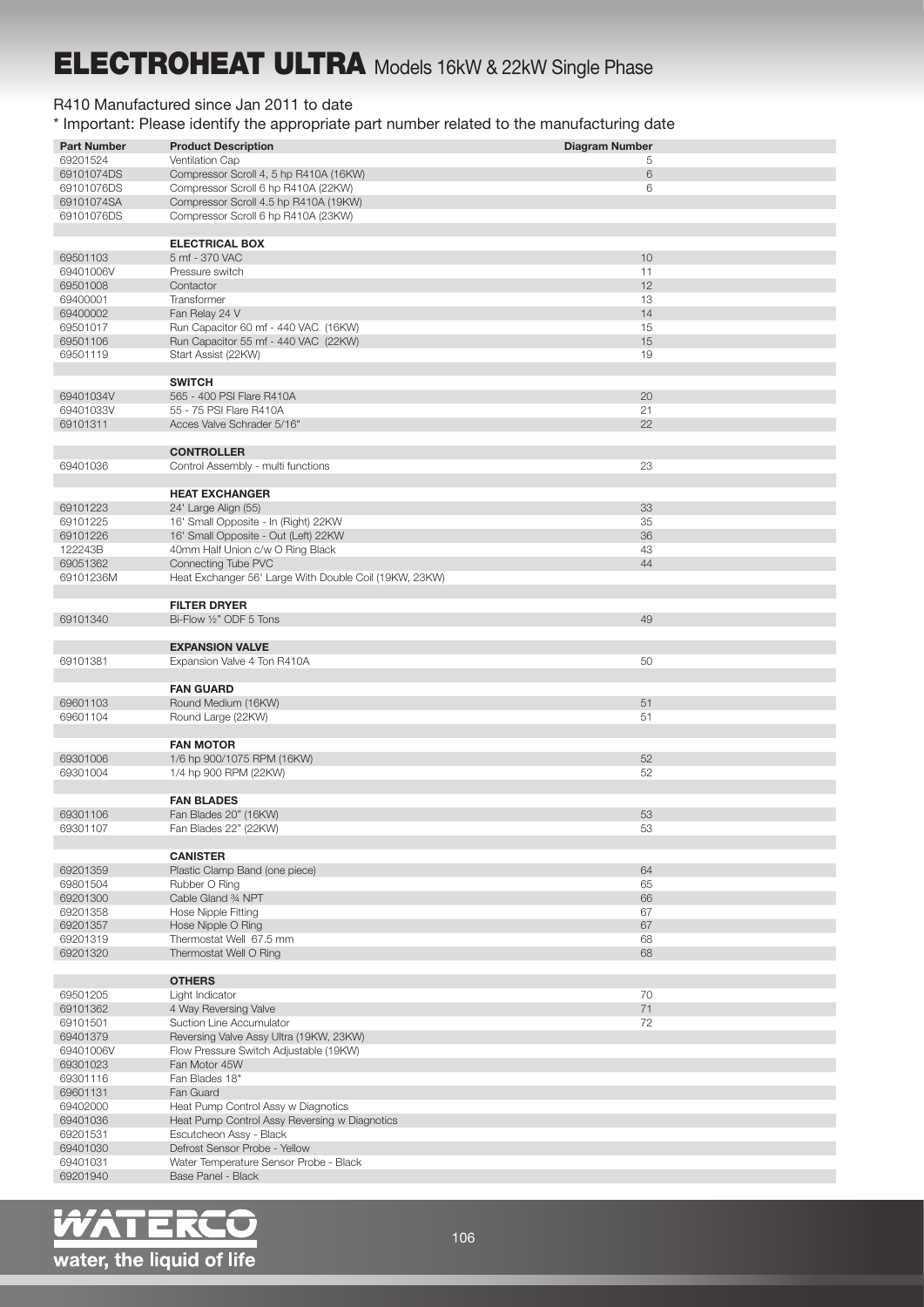# ELECTROHEAT ULTRA Models 16kW & 22kW Single Phase

R410 Manufactured since Jan 2011 to date

\* Important: Please identify the appropriate part number related to the manufacturing date

| Part Number | Product Description | Diagram Number |
|---|---|---|
| 69201524 | Ventilation Cap | 5 |
| 69101074DS | Compressor Scroll 4, 5 hp R410A (16KW) | 6 |
| 69101076DS | Compressor Scroll 6 hp R410A (22KW) | 6 |
| 69101074SA | Compressor Scroll 4.5 hp R410A (19KW) | |
| 69101076DS | Compressor Scroll 6 hp R410A (23KW) | |
| | | |
| | **ELECTRICAL BOX** | |
| 69501103 | 5 mf - 370 VAC | 10 |
| 69401006V | Pressure switch | 11 |
| 69501008 | Contactor | 12 |
| 69400001 | Transformer | 13 |
| 69400002 | Fan Relay 24 V | 14 |
| 69501017 | Run Capacitor 60 mf - 440 VAC (16KW) | 15 |
| 69501106 | Run Capacitor 55 mf - 440 VAC (22KW) | 15 |
| 69501119 | Start Assist (22KW) | 19 |
| | | |
| | **SWITCH** | |
| 69401034V | 565 - 400 PSI Flare R410A | 20 |
| 69401033V | 55 - 75 PSI Flare R410A | 21 |
| 69101311 | Acces Valve Schrader 5/16" | 22 |
| | | |
| | **CONTROLLER** | |
| 69401036 | Control Assembly - multi functions | 23 |
| | | |
| | **HEAT EXCHANGER** | |
| 69101223 | 24' Large Align (55) | 33 |
| 69101225 | 16' Small Opposite - In (Right) 22KW | 35 |
| 69101226 | 16' Small Opposite - Out (Left) 22KW | 36 |
| 122243B | 40mm Half Union c/w O Ring Black | 43 |
| 69051362 | Connecting Tube PVC | 44 |
| 69101236M | Heat Exchanger 56' Large With Double Coil (19KW, 23KW) | |
| | | |
| | **FILTER DRYER** | |
| 69101340 | Bi-Flow ½" ODF 5 Tons | 49 |
| | | |
| | **EXPANSION VALVE** | |
| 69101381 | Expansion Valve 4 Ton R410A | 50 |
| | | |
| | **FAN GUARD** | |
| 69601103 | Round Medium (16KW) | 51 |
| 69601104 | Round Large (22KW) | 51 |
| | | |
| | **FAN MOTOR** | |
| 69301006 | 1/6 hp 900/1075 RPM (16KW) | 52 |
| 69301004 | 1/4 hp 900 RPM (22KW) | 52 |
| | | |
| | **FAN BLADES** | |
| 69301106 | Fan Blades 20" (16KW) | 53 |
| 69301107 | Fan Blades 22" (22KW) | 53 |
| | | |
| | **CANISTER** | |
| 69201359 | Plastic Clamp Band (one piece) | 64 |
| 69801504 | Rubber O Ring | 65 |
| 69201300 | Cable Gland ¾ NPT | 66 |
| 69201358 | Hose Nipple Fitting | 67 |
| 69201357 | Hose Nipple O Ring | 67 |
| 69201319 | Thermostat Well 67.5 mm | 68 |
| 69201320 | Thermostat Well O Ring | 68 |
| | | |
| | **OTHERS** | |
| 69501205 | Light Indicator | 70 |
| 69101362 | 4 Way Reversing Valve | 71 |
| 69101501 | Suction Line Accumulator | 72 |
| 69401379 | Reversing Valve Assy Ultra (19KW, 23KW) | |
| 69401006V | Flow Pressure Switch Adjustable (19KW) | |
| 69301023 | Fan Motor 45W | |
| 69301116 | Fan Blades 18" | |
| 69601131 | Fan Guard | |
| 69402000 | Heat Pump Control Assy w Diagnotics | |
| 69401036 | Heat Pump Control Assy Reversing w Diagnotics | |
| 69201531 | Escutcheon Assy - Black | |
| 69401030 | Defrost Sensor Probe - Yellow | |
| 69401031 | Water Temperature Sensor Probe - Black | |
| 69201940 | Base Panel - Black | |

WATERCO
water, the liquid of life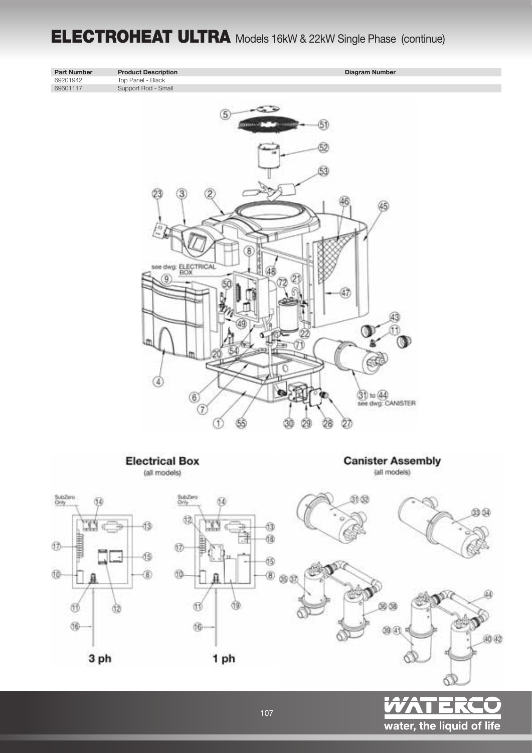# ELECTROHEAT ULTRA Models 16kW & 22kW Single Phase (continue)

| Part Number | Product Description | Diagram Number |
|---|---|---|
| 69201942 | Top Panel - Black | |
| 69601117 | Support Rod - Small | |

see dwg: ELECTRICAL BOX

31 to 44 see dwg: CANISTER

Electrical Box
(all models)

SubZero Only

3 ph

1 ph

Canister Assembly
(all models)